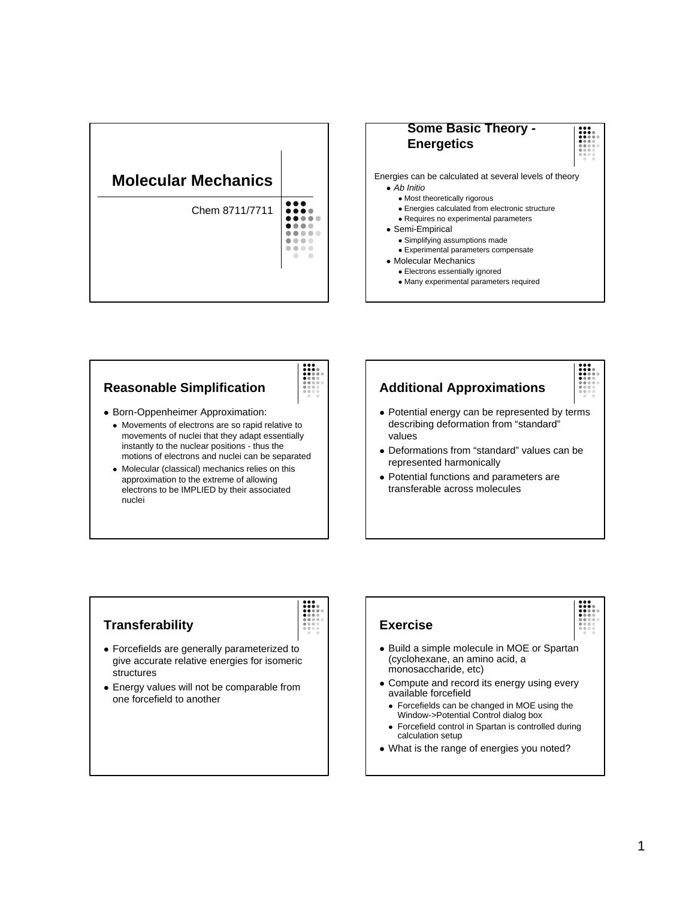# Molecular Mechanics

Chem 8711/7711

## Some Basic Theory - Energetics

Energies can be calculated at several levels of theory

- *Ab Initio*
  - Most theoretically rigorous
  - Energies calculated from electronic structure
  - Requires no experimental parameters
- Semi-Empirical
  - Simplifying assumptions made
  - Experimental parameters compensate
- Molecular Mechanics
  - Electrons essentially ignored
  - Many experimental parameters required

## Reasonable Simplification

- Born-Oppenheimer Approximation:
  - Movements of electrons are so rapid relative to movements of nuclei that they adapt essentially instantly to the nuclear positions - thus the motions of electrons and nuclei can be separated
  - Molecular (classical) mechanics relies on this approximation to the extreme of allowing electrons to be IMPLIED by their associated nuclei

## Additional Approximations

- Potential energy can be represented by terms describing deformation from "standard" values
- Deformations from "standard" values can be represented harmonically
- Potential functions and parameters are transferable across molecules

## Transferability

- Forcefields are generally parameterized to give accurate relative energies for isomeric structures
- Energy values will not be comparable from one forcefield to another

## Exercise

- Build a simple molecule in MOE or Spartan (cyclohexane, an amino acid, a monosaccharide, etc)
- Compute and record its energy using every available forcefield
  - Forcefields can be changed in MOE using the Window->Potential Control dialog box
  - Forcefield control in Spartan is controlled during calculation setup
- What is the range of energies you noted?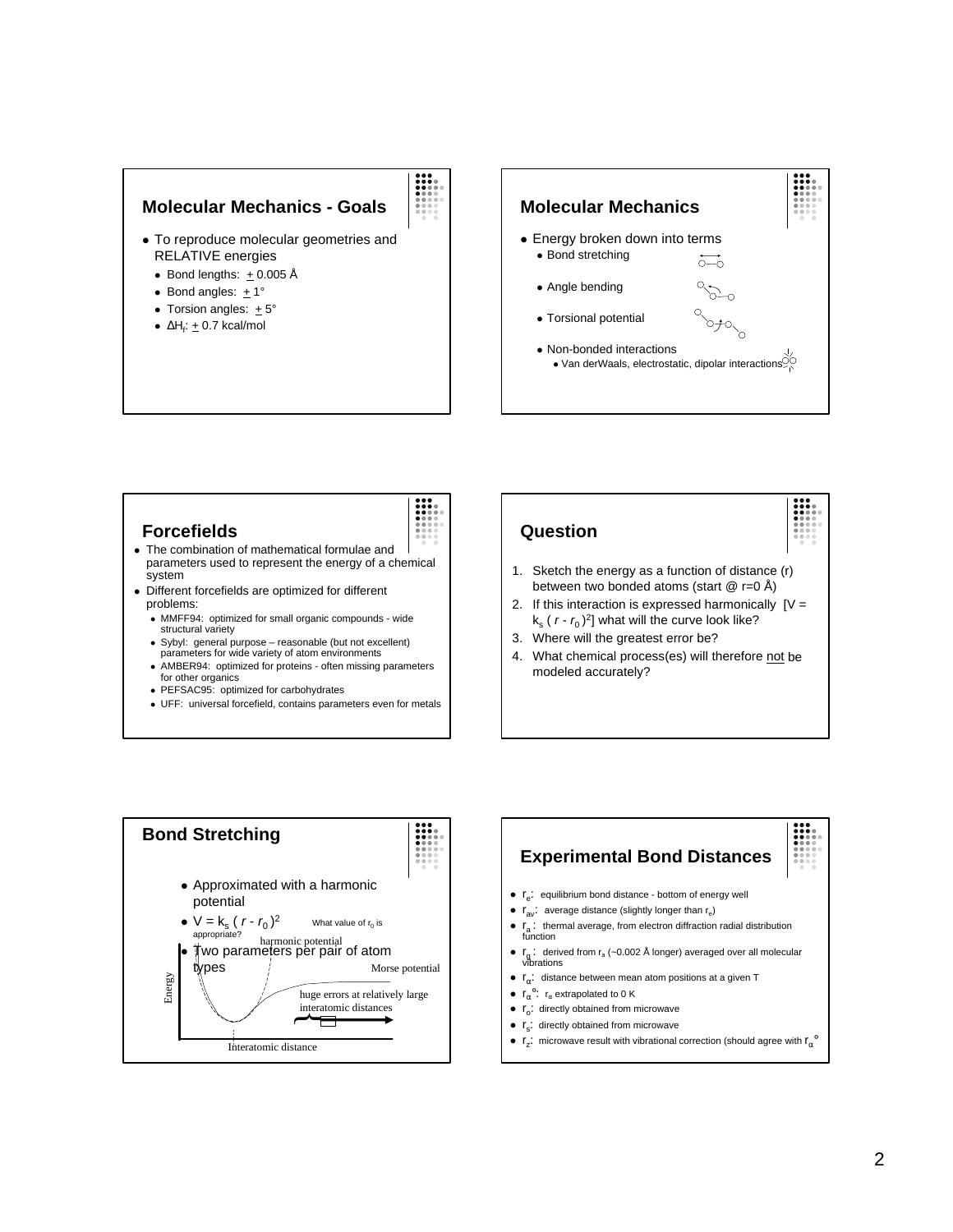## Molecular Mechanics - Goals

- To reproduce molecular geometries and RELATIVE energies
  - Bond lengths: ± 0.005 Å
  - Bond angles: ± 1°
  - Torsion angles: ± 5°
  - $\Delta H_f$: ± 0.7 kcal/mol

## Molecular Mechanics

- Energy broken down into terms
  - Bond stretching
  - Angle bending
  - Torsional potential
  - Non-bonded interactions
    - Van derWaals, electrostatic, dipolar interactions

## Forcefields

- The combination of mathematical formulae and parameters used to represent the energy of a chemical system
- Different forcefields are optimized for different problems:
  - MMFF94: optimized for small organic compounds - wide structural variety
  - Sybyl: general purpose – reasonable (but not excellent) parameters for wide variety of atom environments
  - AMBER94: optimized for proteins - often missing parameters for other organics
  - PEFSAC95: optimized for carbohydrates
  - UFF: universal forcefield, contains parameters even for metals

## Question

1. Sketch the energy as a function of distance (r) between two bonded atoms (start @ r=0 Å)
2. If this interaction is expressed harmonically [$V = k_s\,(r - r_0)^2$] what will the curve look like?
3. Where will the greatest error be?
4. What chemical process(es) will therefore not be modeled accurately?

## Bond Stretching

- Approximated with a harmonic potential
- $V = k_s\,(r - r_0)^2$ — What value of $r_0$ is appropriate?
- Two parameters per pair of atom types

harmonic potential

Morse potential

Energy

huge errors at relatively large interatomic distances

Interatomic distance

## Experimental Bond Distances

- $r_e$: equilibrium bond distance - bottom of energy well
- $r_{av}$: average distance (slightly longer than $r_e$)
- $r_a$: thermal average, from electron diffraction radial distribution function
- $r_g$: derived from $r_a$ (~0.002 Å longer) averaged over all molecular vibrations
- $r_\alpha$: distance between mean atom positions at a given T
- $r_\alpha{}^\circ$: $r_\alpha$ extrapolated to 0 K
- $r_o$: directly obtained from microwave
- $r_s$: directly obtained from microwave
- $r_z$: microwave result with vibrational correction (should agree with $r_\alpha{}^\circ$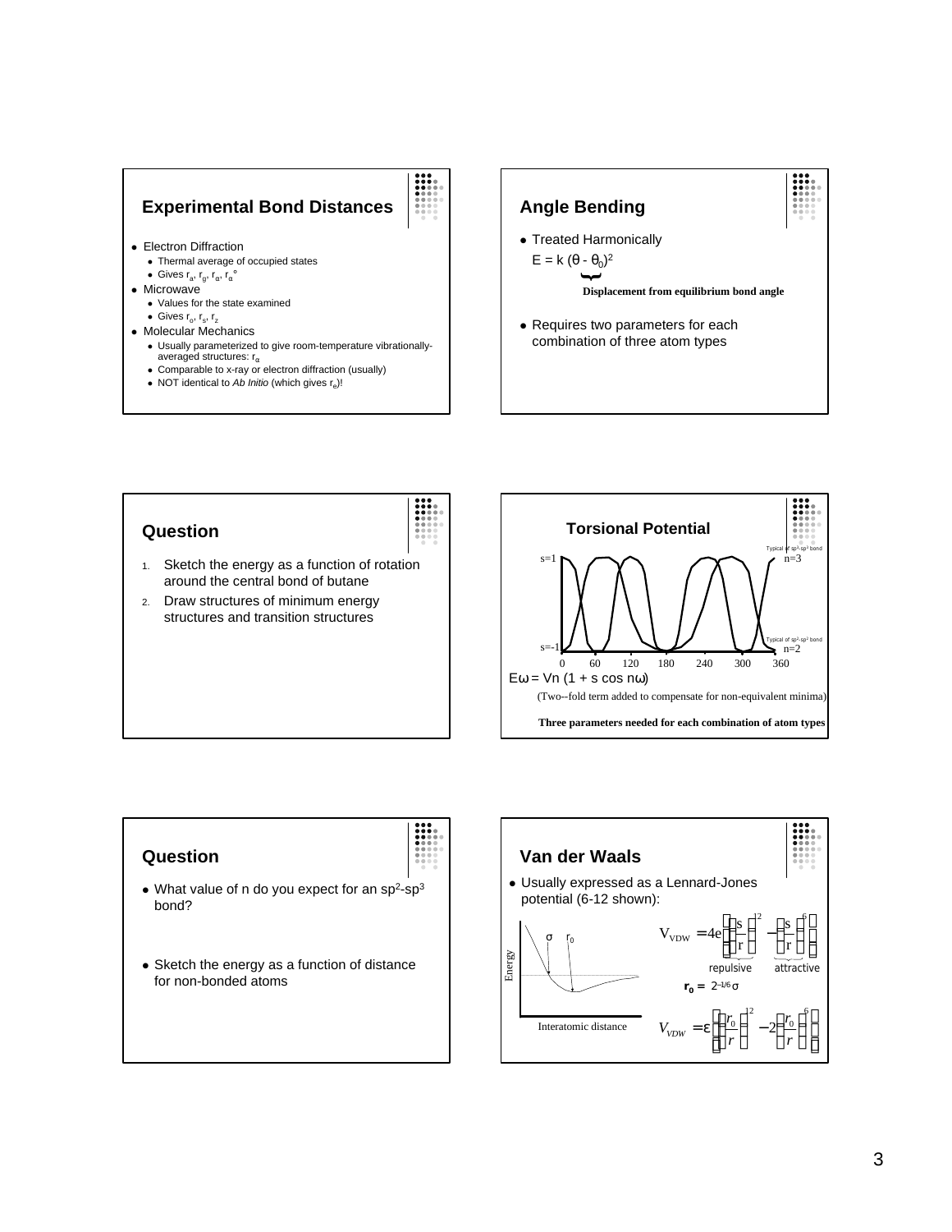## Experimental Bond Distances

- Electron Diffraction
  - Thermal average of occupied states
  - Gives $r_a$, $r_g$, $r_\alpha$, $r_\alpha^\circ$
- Microwave
  - Values for the state examined
  - Gives $r_o$, $r_s$, $r_z$
- Molecular Mechanics
  - Usually parameterized to give room-temperature vibrationally-averaged structures: $r_\alpha$
  - Comparable to x-ray or electron diffraction (usually)
  - NOT identical to *Ab Initio* (which gives $r_e$)!

## Angle Bending

- Treated Harmonically

$$E = k(\theta - \theta_0)^2$$

**Displacement from equilibrium bond angle**

- Requires two parameters for each combination of three atom types

## Question

1. Sketch the energy as a function of rotation around the central bond of butane
2. Draw structures of minimum energy structures and transition structures

## Torsional Potential

s=1 — Typical of sp³-sp³ bond, n=3

s=-1 — Typical of sp²-sp² bond, n=2

0 60 120 180 240 300 360

$$E\omega = Vn(1 + s\cos n\omega)$$

(Two--fold term added to compensate for non-equivalent minima)

**Three parameters needed for each combination of atom types**

## Question

- What value of n do you expect for an $sp^2$-$sp^3$ bond?
- Sketch the energy as a function of distance for non-bonded atoms

## Van der Waals

- Usually expressed as a Lennard-Jones potential (6-12 shown):

$$V_{VDW} = 4\varepsilon\left[\left(\frac{\sigma}{r}\right)^{12} - \left(\frac{\sigma}{r}\right)^{6}\right]$$

repulsive — attractive

$$\mathbf{r_0} = 2^{1/6}\sigma$$

$$V_{VDW} = \varepsilon\left[\left(\frac{r_0}{r}\right)^{12} - 2\left(\frac{r_0}{r}\right)^{6}\right]$$

Energy vs. Interatomic distance ($\sigma$, $r_0$)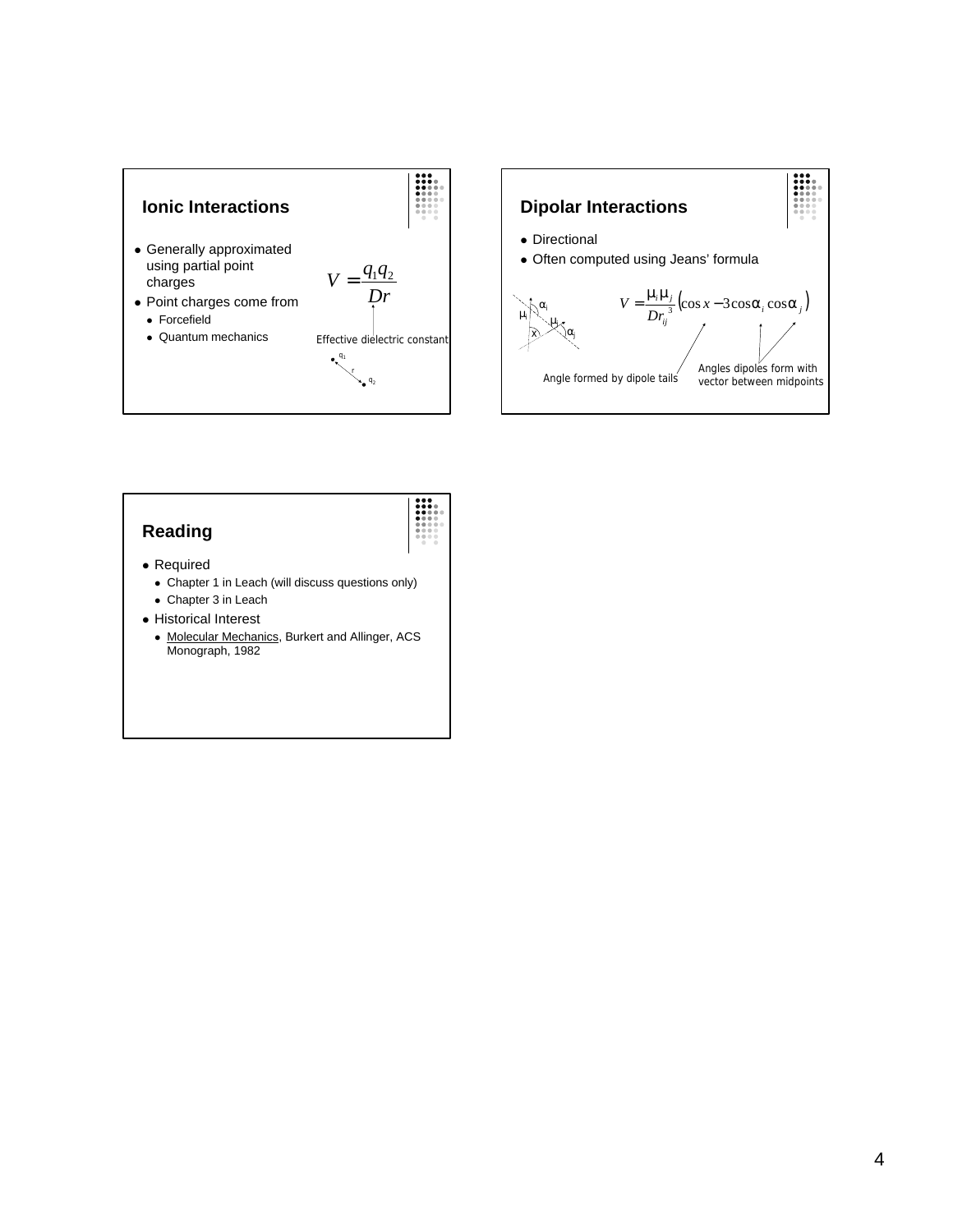## Ionic Interactions

- Generally approximated using partial point charges
- Point charges come from
  - Forcefield
  - Quantum mechanics

$$V = \frac{q_1 q_2}{Dr}$$

Effective dielectric constant

$q_1$

r

$q_2$

## Dipolar Interactions

- Directional
- Often computed using Jeans' formula

$$V = \frac{\mu_i \mu_j}{D r_{ij}^3}\left(\cos x - 3\cos\alpha_i \cos\alpha_j\right)$$

$\alpha_i$

$\mu_i$

$\mu_j$

$\alpha_j$

x

Angle formed by dipole tails

Angles dipoles form with vector between midpoints

## Reading

- Required
  - Chapter 1 in Leach (will discuss questions only)
  - Chapter 3 in Leach
- Historical Interest
  - Molecular Mechanics, Burkert and Allinger, ACS Monograph, 1982